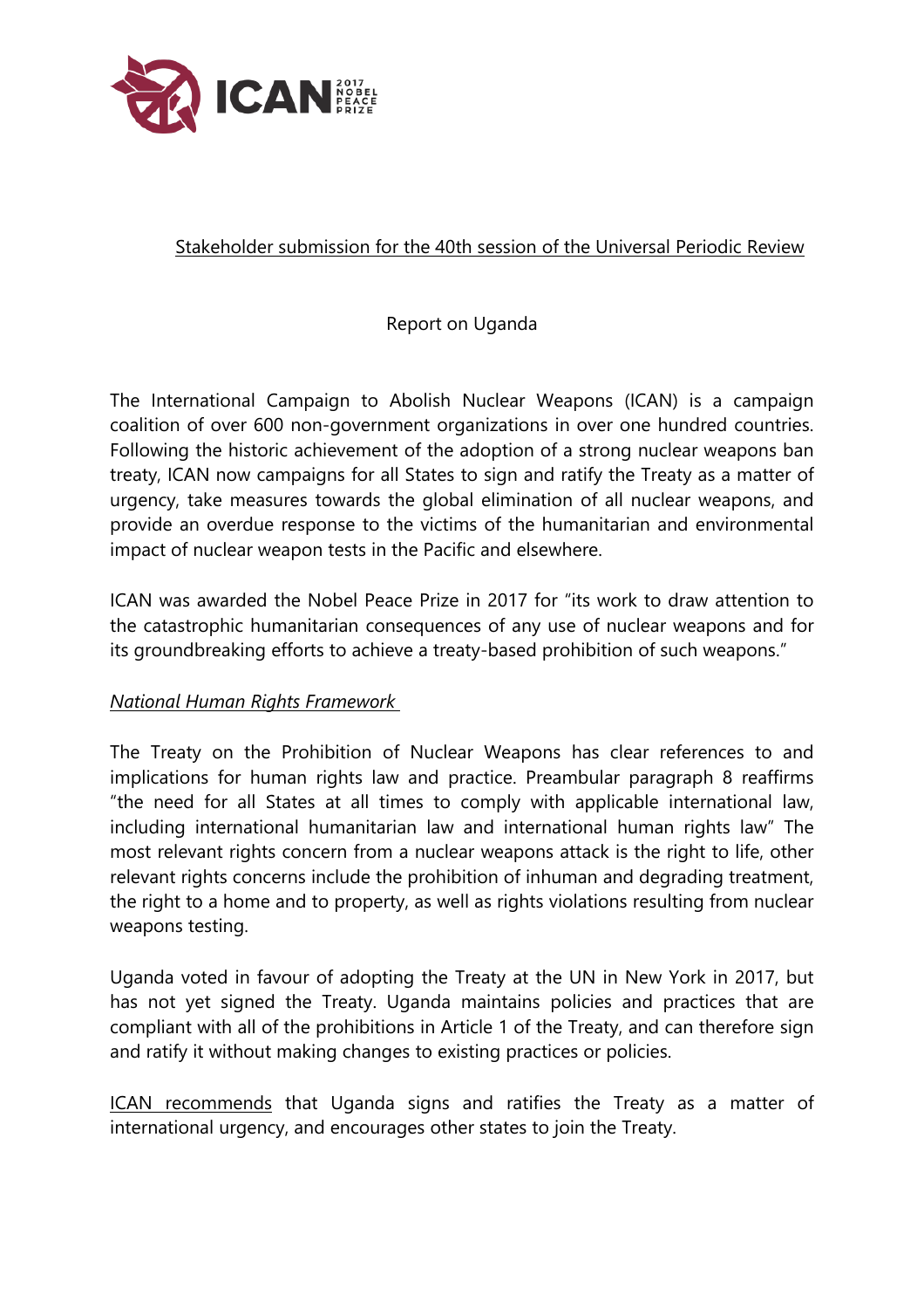ICAN 2017 NOBEL PEACE PRIZE

Stakeholder submission for the 40th session of the Universal Periodic Review

Report on Uganda

The International Campaign to Abolish Nuclear Weapons (ICAN) is a campaign coalition of over 600 non-government organizations in over one hundred countries. Following the historic achievement of the adoption of a strong nuclear weapons ban treaty, ICAN now campaigns for all States to sign and ratify the Treaty as a matter of urgency, take measures towards the global elimination of all nuclear weapons, and provide an overdue response to the victims of the humanitarian and environmental impact of nuclear weapon tests in the Pacific and elsewhere.

ICAN was awarded the Nobel Peace Prize in 2017 for "its work to draw attention to the catastrophic humanitarian consequences of any use of nuclear weapons and for its groundbreaking efforts to achieve a treaty-based prohibition of such weapons."

*National Human Rights Framework*

The Treaty on the Prohibition of Nuclear Weapons has clear references to and implications for human rights law and practice. Preambular paragraph 8 reaffirms "the need for all States at all times to comply with applicable international law, including international humanitarian law and international human rights law" The most relevant rights concern from a nuclear weapons attack is the right to life, other relevant rights concerns include the prohibition of inhuman and degrading treatment, the right to a home and to property, as well as rights violations resulting from nuclear weapons testing.

Uganda voted in favour of adopting the Treaty at the UN in New York in 2017, but has not yet signed the Treaty. Uganda maintains policies and practices that are compliant with all of the prohibitions in Article 1 of the Treaty, and can therefore sign and ratify it without making changes to existing practices or policies.

ICAN recommends that Uganda signs and ratifies the Treaty as a matter of international urgency, and encourages other states to join the Treaty.